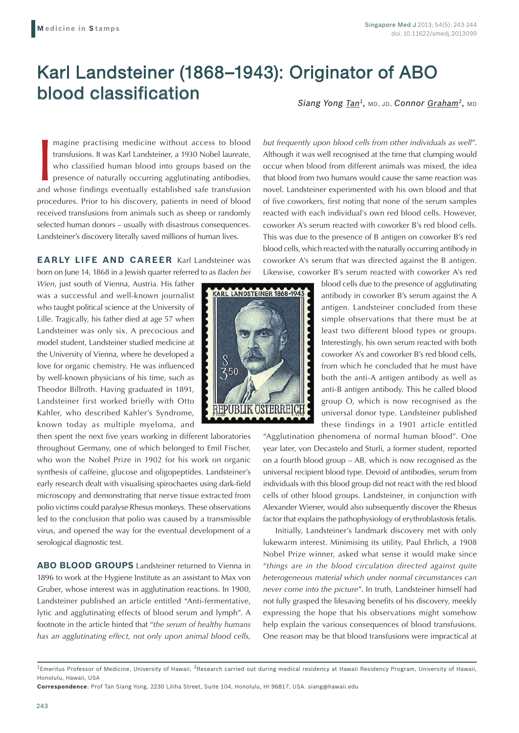# Karl Landsteiner (1868–1943): Originator of ABO blood classification

*Siang Yong Tan*[1], MD, JD, *Connor Graham*[2], MD

Imagine practising medicine without access to blood transfusions. It was Karl Landsteiner, a 1930 Nobel laureate, who classified human blood into groups based on the presence of naturally occurring agglutinating antibodies, and whose findings eventually established safe transfusion procedures. Prior to his discovery, patients in need of blood received transfusions from animals such as sheep or randomly selected human donors – usually with disastrous consequences. Landsteiner's discovery literally saved millions of human lives.

**EARLY LIFE AND CAREER** Karl Landsteiner was born on June 14, 1868 in a Jewish quarter referred to as *Baden bei Wien*, just south of Vienna, Austria. His father was a successful and well-known journalist who taught political science at the University of Lille. Tragically, his father died at age 57 when Landsteiner was only six. A precocious and model student, Landsteiner studied medicine at the University of Vienna, where he developed a love for organic chemistry. He was influenced by well-known physicians of his time, such as Theodor Billroth. Having graduated in 1891, Landsteiner first worked briefly with Otto Kahler, who described Kahler's Syndrome, known today as multiple myeloma, and then spent the next five years working in different laboratories throughout Germany, one of which belonged to Emil Fischer, who won the Nobel Prize in 1902 for his work on organic synthesis of caffeine, glucose and oligopeptides. Landsteiner's early research dealt with visualising spirochaetes using dark-field microscopy and demonstrating that nerve tissue extracted from polio victims could paralyse Rhesus monkeys. These observations led to the conclusion that polio was caused by a transmissible virus, and opened the way for the eventual development of a serological diagnostic test.

**ABO BLOOD GROUPS** Landsteiner returned to Vienna in 1896 to work at the Hygiene Institute as an assistant to Max von Gruber, whose interest was in agglutination reactions. In 1900, Landsteiner published an article entitled "Anti-fermentative, lytic and agglutinating effects of blood serum and lymph". A footnote in the article hinted that "*the serum of healthy humans has an agglutinating effect, not only upon animal blood cells, but frequently upon blood cells from other individuals as well*". Although it was well recognised at the time that clumping would occur when blood from different animals was mixed, the idea that blood from two humans would cause the same reaction was novel. Landsteiner experimented with his own blood and that of five coworkers, first noting that none of the serum samples reacted with each individual's own red blood cells. However, coworker A's serum reacted with coworker B's red blood cells. This was due to the presence of B antigen on coworker B's red blood cells, which reacted with the naturally occurring antibody in coworker A's serum that was directed against the B antigen. Likewise, coworker B's serum reacted with coworker A's red blood cells due to the presence of agglutinating antibody in coworker B's serum against the A antigen. Landsteiner concluded from these simple observations that there must be at least two different blood types or groups. Interestingly, his own serum reacted with both coworker A's and coworker B's red blood cells, from which he concluded that he must have both the anti-A antigen antibody as well as anti-B antigen antibody. This he called blood group O, which is now recognised as the universal donor type. Landsteiner published these findings in a 1901 article entitled "Agglutination phenomena of normal human blood". One year later, von Decastelo and Sturli, a former student, reported on a fourth blood group – AB, which is now recognised as the universal recipient blood type. Devoid of antibodies, serum from individuals with this blood group did not react with the red blood cells of other blood groups. Landsteiner, in conjunction with Alexander Wiener, would also subsequently discover the Rhesus factor that explains the pathophysiology of erythroblastosis fetalis.

Initially, Landsteiner's landmark discovery met with only lukewarm interest. Minimising its utility, Paul Ehrlich, a 1908 Nobel Prize winner, asked what sense it would make since "*things are in the blood circulation directed against quite heterogeneous material which under normal circumstances can never come into the picture*". In truth, Landsteiner himself had not fully grasped the lifesaving benefits of his discovery, meekly expressing the hope that his observations might somehow help explain the various consequences of blood transfusions. One reason may be that blood transfusions were impractical at

---

[1]Emeritus Professor of Medicine, University of Hawaii, [2]Research carried out during medical residency at Hawaii Residency Program, University of Hawaii, Honolulu, Hawaii, USA

**Correspondence**: Prof Tan Siang Yong, 2230 Liliha Street, Suite 104, Honolulu, HI 96817, USA. siang@hawaii.edu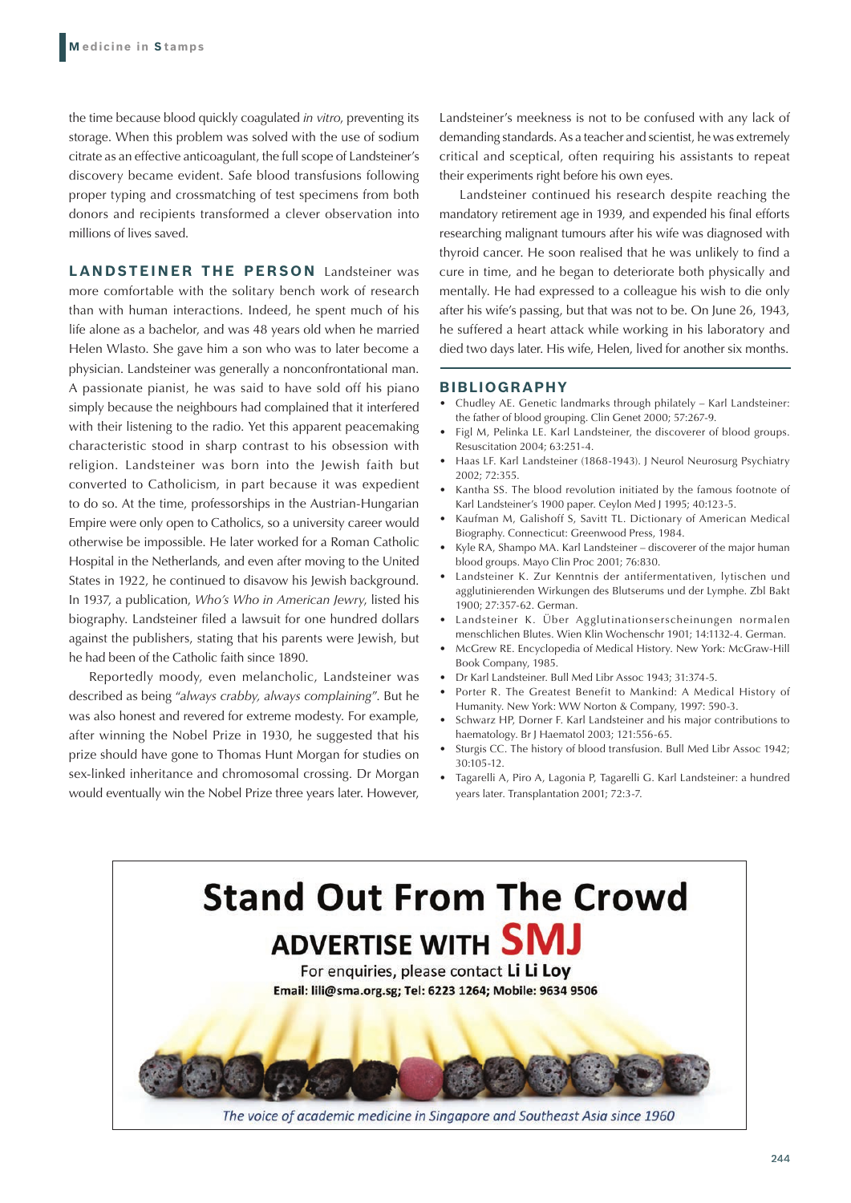the time because blood quickly coagulated *in vitro*, preventing its storage. When this problem was solved with the use of sodium citrate as an effective anticoagulant, the full scope of Landsteiner's discovery became evident. Safe blood transfusions following proper typing and crossmatching of test specimens from both donors and recipients transformed a clever observation into millions of lives saved.

**LANDSTEINER THE PERSON** Landsteiner was more comfortable with the solitary bench work of research than with human interactions. Indeed, he spent much of his life alone as a bachelor, and was 48 years old when he married Helen Wlasto. She gave him a son who was to later become a physician. Landsteiner was generally a nonconfrontational man. A passionate pianist, he was said to have sold off his piano simply because the neighbours had complained that it interfered with their listening to the radio. Yet this apparent peacemaking characteristic stood in sharp contrast to his obsession with religion. Landsteiner was born into the Jewish faith but converted to Catholicism, in part because it was expedient to do so. At the time, professorships in the Austrian-Hungarian Empire were only open to Catholics, so a university career would otherwise be impossible. He later worked for a Roman Catholic Hospital in the Netherlands, and even after moving to the United States in 1922, he continued to disavow his Jewish background. In 1937, a publication, *Who's Who in American Jewry*, listed his biography. Landsteiner filed a lawsuit for one hundred dollars against the publishers, stating that his parents were Jewish, but he had been of the Catholic faith since 1890.

Reportedly moody, even melancholic, Landsteiner was described as being "*always crabby, always complaining*". But he was also honest and revered for extreme modesty. For example, after winning the Nobel Prize in 1930, he suggested that his prize should have gone to Thomas Hunt Morgan for studies on sex-linked inheritance and chromosomal crossing. Dr Morgan would eventually win the Nobel Prize three years later. However, Landsteiner's meekness is not to be confused with any lack of demanding standards. As a teacher and scientist, he was extremely critical and sceptical, often requiring his assistants to repeat their experiments right before his own eyes.

Landsteiner continued his research despite reaching the mandatory retirement age in 1939, and expended his final efforts researching malignant tumours after his wife was diagnosed with thyroid cancer. He soon realised that he was unlikely to find a cure in time, and he began to deteriorate both physically and mentally. He had expressed to a colleague his wish to die only after his wife's passing, but that was not to be. On June 26, 1943, he suffered a heart attack while working in his laboratory and died two days later. His wife, Helen, lived for another six months.

## BIBLIOGRAPHY

- Chudley AE. Genetic landmarks through philately – Karl Landsteiner: the father of blood grouping. Clin Genet 2000; 57:267-9.
- Figl M, Pelinka LE. Karl Landsteiner, the discoverer of blood groups. Resuscitation 2004; 63:251-4.
- Haas LF. Karl Landsteiner (1868-1943). J Neurol Neurosurg Psychiatry 2002; 72:355.
- Kantha SS. The blood revolution initiated by the famous footnote of Karl Landsteiner's 1900 paper. Ceylon Med J 1995; 40:123-5.
- Kaufman M, Galishoff S, Savitt TL. Dictionary of American Medical Biography. Connecticut: Greenwood Press, 1984.
- Kyle RA, Shampo MA. Karl Landsteiner – discoverer of the major human blood groups. Mayo Clin Proc 2001; 76:830.
- Landsteiner K. Zur Kenntnis der antifermentativen, lytischen und agglutinierenden Wirkungen des Blutserums und der Lymphe. Zbl Bakt 1900; 27:357-62. German.
- Landsteiner K. Über Agglutinationserscheinungen normalen menschlichen Blutes. Wien Klin Wochenschr 1901; 14:1132-4. German.
- McGrew RE. Encyclopedia of Medical History. New York: McGraw-Hill Book Company, 1985.
- Dr Karl Landsteiner. Bull Med Libr Assoc 1943; 31:374-5.
- Porter R. The Greatest Benefit to Mankind: A Medical History of Humanity. New York: WW Norton & Company, 1997: 590-3.
- Schwarz HP, Dorner F. Karl Landsteiner and his major contributions to haematology. Br J Haematol 2003; 121:556-65.
- Sturgis CC. The history of blood transfusion. Bull Med Libr Assoc 1942; 30:105-12.
- Tagarelli A, Piro A, Lagonia P, Tagarelli G. Karl Landsteiner: a hundred years later. Transplantation 2001; 72:3-7.

**Stand Out From The Crowd**

**ADVERTISE WITH SMJ**

For enquiries, please contact **Li Li Loy**

**Email: lili@sma.org.sg; Tel: 6223 1264; Mobile: 9634 9506**

*The voice of academic medicine in Singapore and Southeast Asia since 1960*